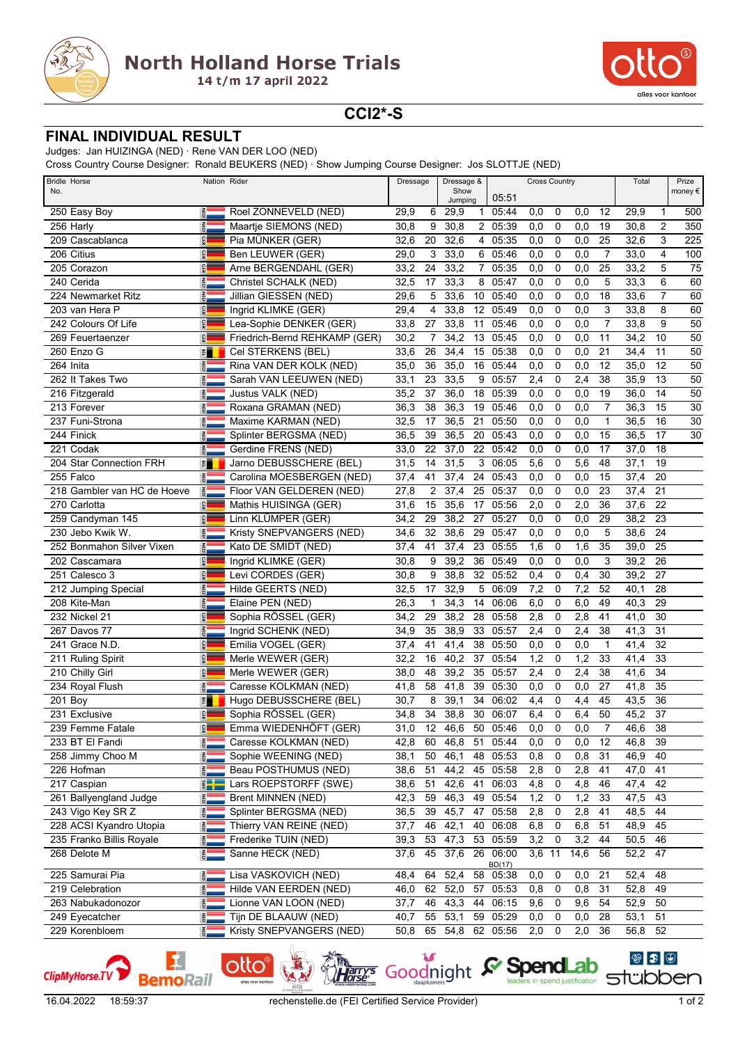# North Holland Horse Trials

14 t/m 17 april 2022

## CCI2*-S

## FINAL INDIVIDUAL RESULT

Judges: Jan HUIZINGA (NED) · Rene VAN DER LOO (NED)

Cross Country Course Designer: Ronald BEUKERS (NED) · Show Jumping Course Designer: Jos SLOTTJE (NED)

| Bridle No. | Horse | Nation | Rider | Dressage | | Dressage & Show Jumping | | Cross Country 05:51 | | | | | Total | | Prize money € |
|---|---|---|---|---|---|---|---|---|---|---|---|---|---|---|---|
| 250 | Easy Boy | NED | Roel ZONNEVELD (NED) | 29,9 | 6 | 29,9 | 1 | 05:44 | 0,0 | 0 | 0,0 | 12 | 29,9 | 1 | 500 |
| 256 | Harly | NED | Maartje SIEMONS (NED) | 30,8 | 9 | 30,8 | 2 | 05:39 | 0,0 | 0 | 0,0 | 19 | 30,8 | 2 | 350 |
| 209 | Cascablanca | GER | Pia MÜNKER (GER) | 32,6 | 20 | 32,6 | 4 | 05:35 | 0,0 | 0 | 0,0 | 25 | 32,6 | 3 | 225 |
| 206 | Citius | GER | Ben LEUWER (GER) | 29,0 | 3 | 33,0 | 6 | 05:46 | 0,0 | 0 | 0,0 | 7 | 33,0 | 4 | 100 |
| 205 | Corazon | GER | Arne BERGENDAHL (GER) | 33,2 | 24 | 33,2 | 7 | 05:35 | 0,0 | 0 | 0,0 | 25 | 33,2 | 5 | 75 |
| 240 | Cerida | NED | Christel SCHALK (NED) | 32,5 | 17 | 33,3 | 8 | 05:47 | 0,0 | 0 | 0,0 | 5 | 33,3 | 6 | 60 |
| 224 | Newmarket Ritz | NED | Jillian GIESSEN (NED) | 29,6 | 5 | 33,6 | 10 | 05:40 | 0,0 | 0 | 0,0 | 18 | 33,6 | 7 | 60 |
| 203 | van Hera P | GER | Ingrid KLIMKE (GER) | 29,4 | 4 | 33,8 | 12 | 05:49 | 0,0 | 0 | 0,0 | 3 | 33,8 | 8 | 60 |
| 242 | Colours Of Life | GER | Lea-Sophie DENKER (GER) | 33,8 | 27 | 33,8 | 11 | 05:46 | 0,0 | 0 | 0,0 | 7 | 33,8 | 9 | 50 |
| 269 | Feuertaenzer | GER | Friedrich-Bernd REHKAMP (GER) | 30,2 | 7 | 34,2 | 13 | 05:45 | 0,0 | 0 | 0,0 | 11 | 34,2 | 10 | 50 |
| 260 | Enzo G | BEL | Cel STERKENS (BEL) | 33,6 | 26 | 34,4 | 15 | 05:38 | 0,0 | 0 | 0,0 | 21 | 34,4 | 11 | 50 |
| 264 | Inita | NED | Rina VAN DER KOLK (NED) | 35,0 | 36 | 35,0 | 16 | 05:44 | 0,0 | 0 | 0,0 | 12 | 35,0 | 12 | 50 |
| 262 | It Takes Two | NED | Sarah VAN LEEUWEN (NED) | 33,1 | 23 | 33,5 | 9 | 05:57 | 2,4 | 0 | 2,4 | 38 | 35,9 | 13 | 50 |
| 216 | Fitzgerald | NED | Justus VALK (NED) | 35,2 | 37 | 36,0 | 18 | 05:39 | 0,0 | 0 | 0,0 | 19 | 36,0 | 14 | 50 |
| 213 | Forever | NED | Roxana GRAMAN (NED) | 36,3 | 38 | 36,3 | 19 | 05:46 | 0,0 | 0 | 0,0 | 7 | 36,3 | 15 | 30 |
| 237 | Funi-Strona | NED | Maxime KARMAN (NED) | 32,5 | 17 | 36,5 | 21 | 05:50 | 0,0 | 0 | 0,0 | 1 | 36,5 | 16 | 30 |
| 244 | Finick | NED | Splinter BERGSMA (NED) | 36,5 | 39 | 36,5 | 20 | 05:43 | 0,0 | 0 | 0,0 | 15 | 36,5 | 17 | 30 |
| 221 | Codak | NED | Gerdine FRENS (NED) | 33,0 | 22 | 37,0 | 22 | 05:42 | 0,0 | 0 | 0,0 | 17 | 37,0 | 18 | |
| 204 | Star Connection FRH | BEL | Jarno DEBUSSCHERE (BEL) | 31,5 | 14 | 31,5 | 3 | 06:05 | 5,6 | 0 | 5,6 | 48 | 37,1 | 19 | |
| 255 | Falco | NED | Carolina MOESBERGEN (NED) | 37,4 | 41 | 37,4 | 24 | 05:43 | 0,0 | 0 | 0,0 | 15 | 37,4 | 20 | |
| 218 | Gambler van HC de Hoeve | NED | Floor VAN GELDEREN (NED) | 27,8 | 2 | 37,4 | 25 | 05:37 | 0,0 | 0 | 0,0 | 23 | 37,4 | 21 | |
| 270 | Carlotta | GER | Mathis HUISINGA (GER) | 31,6 | 15 | 35,6 | 17 | 05:56 | 2,0 | 0 | 2,0 | 36 | 37,6 | 22 | |
| 259 | Candyman 145 | GER | Linn KLÜMPER (GER) | 34,2 | 29 | 38,2 | 27 | 05:27 | 0,0 | 0 | 0,0 | 29 | 38,2 | 23 | |
| 230 | Jebo Kwik W. | NED | Kristy SNEPVANGERS (NED) | 34,6 | 32 | 38,6 | 29 | 05:47 | 0,0 | 0 | 0,0 | 5 | 38,6 | 24 | |
| 252 | Bonmahon Silver Vixen | NED | Kato DE SMIDT (NED) | 37,4 | 41 | 37,4 | 23 | 05:55 | 1,6 | 0 | 1,6 | 35 | 39,0 | 25 | |
| 202 | Cascamara | GER | Ingrid KLIMKE (GER) | 30,8 | 9 | 39,2 | 36 | 05:49 | 0,0 | 0 | 0,0 | 3 | 39,2 | 26 | |
| 251 | Calesco 3 | GER | Levi CORDES (GER) | 30,8 | 9 | 38,8 | 32 | 05:52 | 0,4 | 0 | 0,4 | 30 | 39,2 | 27 | |
| 212 | Jumping Special | NED | Hilde GEERTS (NED) | 32,5 | 17 | 32,9 | 5 | 06:09 | 7,2 | 0 | 7,2 | 52 | 40,1 | 28 | |
| 208 | Kite-Man | NED | Elaine PEN (NED) | 26,3 | 1 | 34,3 | 14 | 06:06 | 6,0 | 0 | 6,0 | 49 | 40,3 | 29 | |
| 232 | Nickel 21 | GER | Sophia RÖSSEL (GER) | 34,2 | 29 | 38,2 | 28 | 05:58 | 2,8 | 0 | 2,8 | 41 | 41,0 | 30 | |
| 267 | Davos 77 | NED | Ingrid SCHENK (NED) | 34,9 | 35 | 38,9 | 33 | 05:57 | 2,4 | 0 | 2,4 | 38 | 41,3 | 31 | |
| 241 | Grace N.D. | GER | Emilia VOGEL (GER) | 37,4 | 41 | 41,4 | 38 | 05:50 | 0,0 | 0 | 0,0 | 1 | 41,4 | 32 | |
| 211 | Ruling Spirit | GER | Merle WEWER (GER) | 32,2 | 16 | 40,2 | 37 | 05:54 | 1,2 | 0 | 1,2 | 33 | 41,4 | 33 | |
| 210 | Chilly Girl | GER | Merle WEWER (GER) | 38,0 | 48 | 39,2 | 35 | 05:57 | 2,4 | 0 | 2,4 | 38 | 41,6 | 34 | |
| 234 | Royal Flush | NED | Caresse KOLKMAN (NED) | 41,8 | 58 | 41,8 | 39 | 05:30 | 0,0 | 0 | 0,0 | 27 | 41,8 | 35 | |
| 201 | Boy | BEL | Hugo DEBUSSCHERE (BEL) | 30,7 | 8 | 39,1 | 34 | 06:02 | 4,4 | 0 | 4,4 | 45 | 43,5 | 36 | |
| 231 | Exclusive | GER | Sophia RÖSSEL (GER) | 34,8 | 34 | 38,8 | 30 | 06:07 | 6,4 | 0 | 6,4 | 50 | 45,2 | 37 | |
| 239 | Femme Fatale | GER | Emma WIEDENHÖFT (GER) | 31,0 | 12 | 46,6 | 50 | 05:46 | 0,0 | 0 | 0,0 | 7 | 46,6 | 38 | |
| 233 | BT El Fandi | NED | Caresse KOLKMAN (NED) | 42,8 | 60 | 46,8 | 51 | 05:44 | 0,0 | 0 | 0,0 | 12 | 46,8 | 39 | |
| 258 | Jimmy Choo M | NED | Sophie WEENING (NED) | 38,1 | 50 | 46,1 | 48 | 05:53 | 0,8 | 0 | 0,8 | 31 | 46,9 | 40 | |
| 226 | Hofman | NED | Beau POSTHUMUS (NED) | 38,6 | 51 | 44,2 | 45 | 05:58 | 2,8 | 0 | 2,8 | 41 | 47,0 | 41 | |
| 217 | Caspian | SWE | Lars ROEPSTORFF (SWE) | 38,6 | 51 | 42,6 | 41 | 06:03 | 4,8 | 0 | 4,8 | 46 | 47,4 | 42 | |
| 261 | Ballyengland Judge | NED | Brent MINNEN (NED) | 42,3 | 59 | 46,3 | 49 | 05:54 | 1,2 | 0 | 1,2 | 33 | 47,5 | 43 | |
| 243 | Vigo Key SR Z | NED | Splinter BERGSMA (NED) | 36,5 | 39 | 45,7 | 47 | 05:58 | 2,8 | 0 | 2,8 | 41 | 48,5 | 44 | |
| 228 | ACSI Kyandro Utopia | NED | Thierry VAN REINE (NED) | 37,7 | 46 | 42,1 | 40 | 06:08 | 6,8 | 0 | 6,8 | 51 | 48,9 | 45 | |
| 235 | Franko Billis Royale | NED | Frederike TUIN (NED) | 39,3 | 53 | 47,3 | 53 | 05:59 | 3,2 | 0 | 3,2 | 44 | 50,5 | 46 | |
| 268 | Delote M | NED | Sanne HECK (NED) | 37,6 | 45 | 37,6 | 26 | 06:00 BD(17) | 3,6 | 11 | 14,6 | 56 | 52,2 | 47 | |
| 225 | Samurai Pia | NED | Lisa VASKOVICH (NED) | 48,4 | 64 | 52,4 | 58 | 05:38 | 0,0 | 0 | 0,0 | 21 | 52,4 | 48 | |
| 219 | Celebration | NED | Hilde VAN EERDEN (NED) | 46,0 | 62 | 52,0 | 57 | 05:53 | 0,8 | 0 | 0,8 | 31 | 52,8 | 49 | |
| 263 | Nabukadonozor | NED | Lionne VAN LOON (NED) | 37,7 | 46 | 43,3 | 44 | 06:15 | 9,6 | 0 | 9,6 | 54 | 52,9 | 50 | |
| 249 | Eyecatcher | NED | Tijn DE BLAAUW (NED) | 40,7 | 55 | 53,1 | 59 | 05:29 | 0,0 | 0 | 0,0 | 28 | 53,1 | 51 | |
| 229 | Korenbloem | NED | Kristy SNEPVANGERS (NED) | 50,8 | 65 | 54,8 | 62 | 05:56 | 2,0 | 0 | 2,0 | 36 | 56,8 | 52 | |

16.04.2022 18:59:37 rechenstelle.de (FEI Certified Service Provider)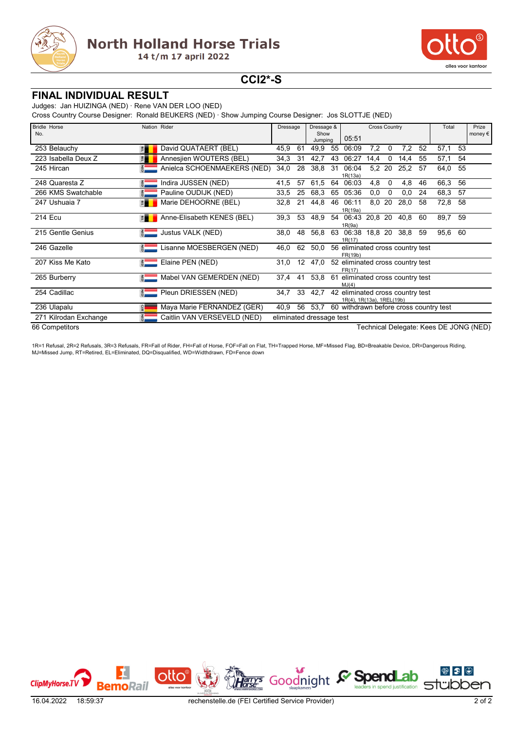# North Holland Horse Trials

14 t/m 17 april 2022

## CCI2*-S

### FINAL INDIVIDUAL RESULT

Judges: Jan HUIZINGA (NED) · Rene VAN DER LOO (NED)

Cross Country Course Designer: Ronald BEUKERS (NED) · Show Jumping Course Designer: Jos SLOTTJE (NED)

| Bridle No. | Horse | Nation | Rider | Dressage | | Dressage & Show Jumping | | Cross Country 05:51 | | | | | Total | | Prize money € |
|---|---|---|---|---|---|---|---|---|---|---|---|---|---|---|---|
| 253 | Belauchy | BEL | David QUATAERT (BEL) | 45,9 | 61 | 49,9 | 55 | 06:09 | 7,2 | 0 | 7,2 | 52 | 57,1 | 53 | |
| 223 | Isabella Deux Z | BEL | Annesjien WOUTERS (BEL) | 34,3 | 31 | 42,7 | 43 | 06:27 | 14,4 | 0 | 14,4 | 55 | 57,1 | 54 | |
| 245 | Hircan | NED | Anielca SCHOENMAEKERS (NED) | 34,0 | 28 | 38,8 | 31 | 06:04 1R(13a) | 5,2 | 20 | 25,2 | 57 | 64,0 | 55 | |
| 248 | Quaresta Z | NED | Indira JUSSEN (NED) | 41,5 | 57 | 61,5 | 64 | 06:03 | 4,8 | 0 | 4,8 | 46 | 66,3 | 56 | |
| 266 | KMS Swatchable | NED | Pauline OUDIJK (NED) | 33,5 | 25 | 68,3 | 65 | 05:36 | 0,0 | 0 | 0,0 | 24 | 68,3 | 57 | |
| 247 | Ushuaia 7 | BEL | Marie DEHOORNE (BEL) | 32,8 | 21 | 44,8 | 46 | 06:11 1R(19a) | 8,0 | 20 | 28,0 | 58 | 72,8 | 58 | |
| 214 | Ecu | BEL | Anne-Elisabeth KENES (BEL) | 39,3 | 53 | 48,9 | 54 | 06:43 1R(9a) | 20,8 | 20 | 40,8 | 60 | 89,7 | 59 | |
| 215 | Gentle Genius | NED | Justus VALK (NED) | 38,0 | 48 | 56,8 | 63 | 06:38 1R(17) | 18,8 | 20 | 38,8 | 59 | 95,6 | 60 | |
| 246 | Gazelle | NED | Lisanne MOESBERGEN (NED) | 46,0 | 62 | 50,0 | 56 | eliminated cross country test FR(19b) | | | | | | | |
| 207 | Kiss Me Kato | NED | Elaine PEN (NED) | 31,0 | 12 | 47,0 | 52 | eliminated cross country test FR(17) | | | | | | | |
| 265 | Burberry | NED | Mabel VAN GEMERDEN (NED) | 37,4 | 41 | 53,8 | 61 | eliminated cross country test MJ(4) | | | | | | | |
| 254 | Cadillac | NED | Pleun DRIESSEN (NED) | 34,7 | 33 | 42,7 | 42 | eliminated cross country test 1R(4), 1R(13a), 1REL(19b) | | | | | | | |
| 236 | Ulapalu | GER | Maya Marie FERNANDEZ (GER) | 40,9 | 56 | 53,7 | 60 | withdrawn before cross country test | | | | | | | |
| 271 | Kilrodan Exchange | NED | Caitlin VAN VERSEVELD (NED) | eliminated dressage test | | | | | | | | | | | |

66 Competitors

Technical Delegate: Kees DE JONG (NED)

1R=1 Refusal, 2R=2 Refusals, 3R=3 Refusals, FR=Fall of Rider, FH=Fall of Horse, FOF=Fall on Flat, TH=Trapped Horse, MF=Missed Flag, BD=Breakable Device, DR=Dangerous Riding, MJ=Missed Jump, RT=Retired, EL=Eliminated, DQ=Disqualified, WD=Widthdrawn, FD=Fence down

16.04.2022 18:59:37 rechenstelle.de (FEI Certified Service Provider)